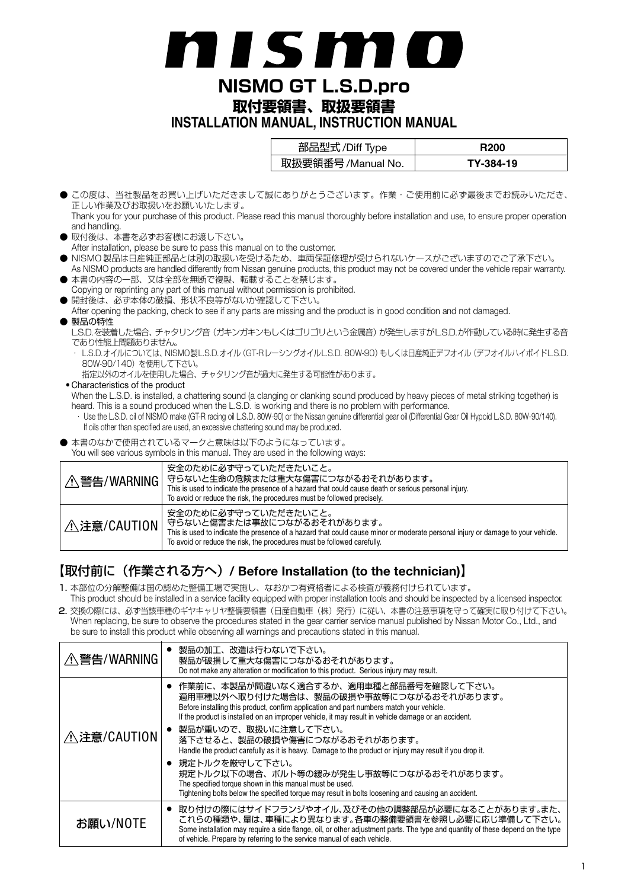# nismo

# NISMO GT L.S.D.pro

## 取付要領書、取扱要領書
## INSTALLATION MANUAL, INSTRUCTION MANUAL

| 部品型式 /Diff Type | R200 |
|---|---|
| 取扱要領番号 /Manual No. | TY-384-19 |

- この度は、当社製品をお買い上げいただきまして誠にありがとうございます。作業・ご使用前に必ず最後までお読みいただき、正しい作業及びお取扱いをお願いいたします。
  Thank you for your purchase of this product. Please read this manual thoroughly before installation and use, to ensure proper operation and handling.
- 取付後は、本書を必ずお客様にお渡し下さい。
  After installation, please be sure to pass this manual on to the customer.
- NISMO 製品は日産純正部品とは別の取扱いを受けるため、車両保証修理が受けられないケースがございますのでご了承下さい。
  As NISMO products are handled differently from Nissan genuine products, this product may not be covered under the vehicle repair warranty.
- 本書の内容の一部、又は全部を無断で複製、転載することを禁じます。
  Copying or reprinting any part of this manual without permission is prohibited.
- 開封後は、必ず本体の破損、形状不良等がないか確認して下さい。
  After opening the packing, check to see if any parts are missing and the product is in good condition and not damaged.
- 製品の特性
  L.S.D.を装着した場合、チャタリング音（ガキンガキンもしくはゴリゴリという金属音）が発生しますがL.S.D.が作動している時に発生する音であり性能上問題ありません。
  - L.S.D.オイルについては、NISMO製L.S.D.オイル（GT-Rレーシングオイル L.S.D. 80W-90）もしくは日産純正デフオイル（デフオイルハイポイドL.S.D. 80W-90/140）を使用して下さい。
    指定以外のオイルを使用した場合、チャタリング音が過大に発生する可能性があります。
- Characteristics of the product
  When the L.S.D. is installed, a chattering sound (a clanging or clanking sound produced by heavy pieces of metal striking together) is heard. This is a sound produced when the L.S.D. is working and there is no problem with performance.
  - Use the L.S.D. oil of NISMO make (GT-R racing oil L.S.D. 80W-90) or the Nissan genuine differential gear oil (Differential Gear Oil Hypoid L.S.D. 80W-90/140).
    If oils other than specified are used, an excessive chattering sound may be produced.
- 本書のなかで使用されているマークと意味は以下のようになっています。
  You will see various symbols in this manual. They are used in the following ways:

| | |
|---|---|
| ⚠警告/WARNING | 安全のために必ず守っていただきたいこと。<br>守らないと生命の危険または重大な傷害につながるおそれがあります。<br>This is used to indicate the presence of a hazard that could cause death or serious personal injury.<br>To avoid or reduce the risk, the procedures must be followed precisely. |
| ⚠注意/CAUTION | 安全のために必ず守っていただきたいこと。<br>守らないと傷害または事故につながるおそれがあります。<br>This is used to indicate the presence of a hazard that could cause minor or moderate personal injury or damage to your vehicle.<br>To avoid or reduce the risk, the procedures must be followed carefully. |

## 【取付前に（作業される方へ）/ Before Installation (to the technician)】

1. 本部位の分解整備は国の認めた整備工場で実施し、なおかつ有資格者による検査が義務付けられています。
   This product should be installed in a service facility equipped with proper installation tools and should be inspected by a licensed inspector.
2. 交換の際には、必ず当該車種のギヤキャリヤ整備要領書（日産自動車（株）発行）に従い、本書の注意事項を守って確実に取り付けて下さい。
   When replacing, be sure to observe the procedures stated in the gear carrier service manual published by Nissan Motor Co., Ltd., and be sure to install this product while observing all warnings and precautions stated in this manual.

| | |
|---|---|
| ⚠警告/WARNING | ● 製品の加工、改造は行わないで下さい。<br>製品が破損して重大な傷害につながるおそれがあります。<br>Do not make any alteration or modification to this product. Serious injury may result. |
| ⚠注意/CAUTION | ● 作業前に、本製品が間違いなく適合するか、適用車種と部品番号を確認して下さい。<br>適用車種以外へ取り付けた場合は、製品の破損や事故等につながるおそれがあります。<br>Before installing this product, confirm application and part numbers match your vehicle.<br>If the product is installed on an improper vehicle, it may result in vehicle damage or an accident.<br>● 製品が重いので、取扱いに注意して下さい。<br>落下させると、製品の破損や傷害につながるおそれがあります。<br>Handle the product carefully as it is heavy. Damage to the product or injury may result if you drop it.<br>● 規定トルクを厳守して下さい。<br>規定トルク以下の場合、ボルト等の緩みが発生し事故等につながるおそれがあります。<br>The specified torque shown in this manual must be used.<br>Tightening bolts below the specified torque may result in bolts loosening and causing an accident. |
| お願い/NOTE | ● 取り付けの際にはサイドフランジやオイル、及びその他の調整部品が必要になることがあります。また、これらの種類や、量は、車種により異なります。各車の整備要領書を参照し必要に応じ準備して下さい。<br>Some installation may require a side flange, oil, or other adjustment parts. The type and quantity of these depend on the type of vehicle. Prepare by referring to the service manual of each vehicle. |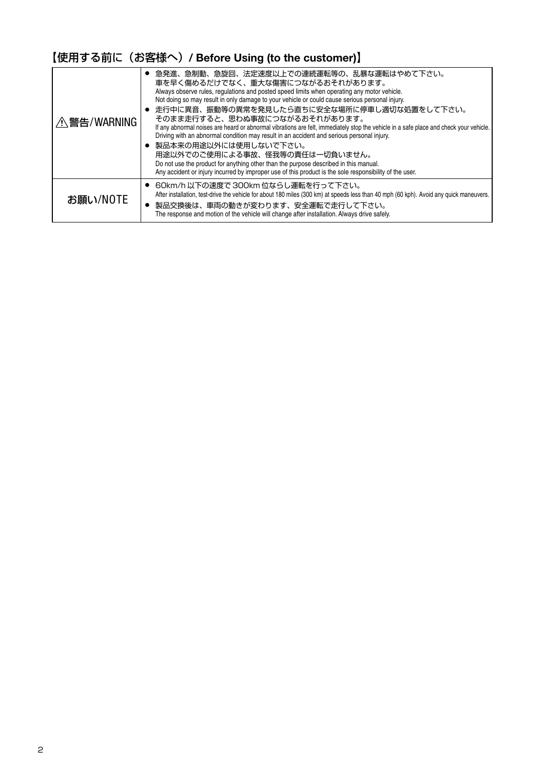## 【使用する前に（お客様へ）/ Before Using (to the customer)】

| | |
|---|---|
| ⚠警告/WARNING | ● 急発進、急制動、急旋回、法定速度以上での連続運転等の、乱暴な運転はやめて下さい。<br>車を早く傷めるだけでなく、重大な傷害につながるおそれがあります。<br>Always observe rules, regulations and posted speed limits when operating any motor vehicle.<br>Not doing so may result in only damage to your vehicle or could cause serious personal injury.<br>● 走行中に異音、振動等の異常を発見したら直ちに安全な場所に停車し適切な処置をして下さい。<br>そのまま走行すると、思わぬ事故につながるおそれがあります。<br>If any abnormal noises are heard or abnormal vibrations are felt, immediately stop the vehicle in a safe place and check your vehicle.<br>Driving with an abnormal condition may result in an accident and serious personal injury.<br>● 製品本来の用途以外には使用しないで下さい。<br>用途以外でのご使用による事故、怪我等の責任は一切負いません。<br>Do not use the product for anything other than the purpose described in this manual.<br>Any accident or injury incurred by improper use of this product is the sole responsibility of the user. |
| お願い/NOTE | ● 60km/h 以下の速度で 300km 位ならし運転を行って下さい。<br>After installation, test-drive the vehicle for about 180 miles (300 km) at speeds less than 40 mph (60 kph). Avoid any quick maneuvers.<br>● 製品交換後は、車両の動きが変わります、安全運転で走行して下さい。<br>The response and motion of the vehicle will change after installation. Always drive safely. |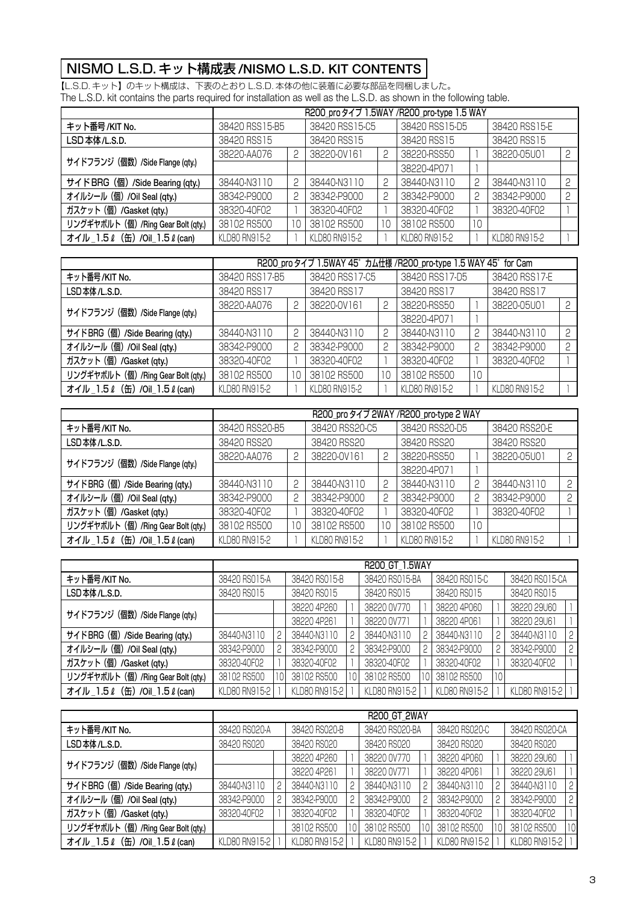# NISMO L.S.D.キット構成表 /NISMO L.S.D. KIT CONTENTS

【L.S.D.キット】のキット構成は、下表のとおりL.S.D.本体の他に装着に必要な部品を同梱しました。
The L.S.D. kit contains the parts required for installation as well as the L.S.D. as shown in the following table.

| | R200_proタイプ 1.5WAY /R200_pro-type 1.5 WAY | | | | | | | |
|---|---|---|---|---|---|---|---|---|
| キット番号/KIT No. | 38420 RSS15-B5 | | 38420 RSS15-C5 | | 38420 RSS15-D5 | | 38420 RSS15-E | |
| LSD本体/L.S.D. | 38420 RSS15 | | 38420 RSS15 | | 38420 RSS15 | | 38420 RSS15 | |
| サイドフランジ（個数）/Side Flange (qty.) | 38220-AA076 | 2 | 38220-0V161 | 2 | 38220-RSS50 | 1 | 38220-05U01 | 2 |
| | | | | | 38220-4P071 | 1 | | |
| サイドBRG（個）/Side Bearing (qty.) | 38440-N3110 | 2 | 38440-N3110 | 2 | 38440-N3110 | 2 | 38440-N3110 | 2 |
| オイルシール（個）/Oil Seal (qty.) | 38342-P9000 | 2 | 38342-P9000 | 2 | 38342-P9000 | 2 | 38342-P9000 | 2 |
| ガスケット（個）/Gasket (qty.) | 38320-40F02 | 1 | 38320-40F02 | 1 | 38320-40F02 | 1 | 38320-40F02 | 1 |
| リングギヤボルト（個）/Ring Gear Bolt (qty.) | 38102 RS500 | 10 | 38102 RS500 | 10 | 38102 RS500 | 10 | | |
| オイル_1.5ℓ（缶）/Oil_1.5ℓ(can) | KLD80 RN915-2 | 1 | KLD80 RN915-2 | 1 | KLD80 RN915-2 | 1 | KLD80 RN915-2 | 1 |

| | R200_proタイプ 1.5WAY 45°カム仕様 /R200_pro-type 1.5 WAY 45° for Cam | | | | | | | |
|---|---|---|---|---|---|---|---|---|
| キット番号/KIT No. | 38420 RSS17-B5 | | 38420 RSS17-C5 | | 38420 RSS17-D5 | | 38420 RSS17-E | |
| LSD本体/L.S.D. | 38420 RSS17 | | 38420 RSS17 | | 38420 RSS17 | | 38420 RSS17 | |
| サイドフランジ（個数）/Side Flange (qty.) | 38220-AA076 | 2 | 38220-0V161 | 2 | 38220-RSS50 | 1 | 38220-05U01 | 2 |
| | | | | | 38220-4P071 | 1 | | |
| サイドBRG（個）/Side Bearing (qty.) | 38440-N3110 | 2 | 38440-N3110 | 2 | 38440-N3110 | 2 | 38440-N3110 | 2 |
| オイルシール（個）/Oil Seal (qty.) | 38342-P9000 | 2 | 38342-P9000 | 2 | 38342-P9000 | 2 | 38342-P9000 | 2 |
| ガスケット（個）/Gasket (qty.) | 38320-40F02 | 1 | 38320-40F02 | 1 | 38320-40F02 | 1 | 38320-40F02 | 1 |
| リングギヤボルト（個）/Ring Gear Bolt (qty.) | 38102 RS500 | 10 | 38102 RS500 | 10 | 38102 RS500 | 10 | | |
| オイル_1.5ℓ（缶）/Oil_1.5ℓ(can) | KLD80 RN915-2 | 1 | KLD80 RN915-2 | 1 | KLD80 RN915-2 | 1 | KLD80 RN915-2 | 1 |

| | R200_proタイプ 2WAY /R200_pro-type 2 WAY | | | | | | | |
|---|---|---|---|---|---|---|---|---|
| キット番号/KIT No. | 38420 RSS20-B5 | | 38420 RSS20-C5 | | 38420 RSS20-D5 | | 38420 RSS20-E | |
| LSD本体/L.S.D. | 38420 RSS20 | | 38420 RSS20 | | 38420 RSS20 | | 38420 RSS20 | |
| サイドフランジ（個数）/Side Flange (qty.) | 38220-AA076 | 2 | 38220-0V161 | 2 | 38220-RSS50 | 1 | 38220-05U01 | 2 |
| | | | | | 38220-4P071 | 1 | | |
| サイドBRG（個）/Side Bearing (qty.) | 38440-N3110 | 2 | 38440-N3110 | 2 | 38440-N3110 | 2 | 38440-N3110 | 2 |
| オイルシール（個）/Oil Seal (qty.) | 38342-P9000 | 2 | 38342-P9000 | 2 | 38342-P9000 | 2 | 38342-P9000 | 2 |
| ガスケット（個）/Gasket (qty.) | 38320-40F02 | 1 | 38320-40F02 | 1 | 38320-40F02 | 1 | 38320-40F02 | 1 |
| リングギヤボルト（個）/Ring Gear Bolt (qty.) | 38102 RS500 | 10 | 38102 RS500 | 10 | 38102 RS500 | 10 | | |
| オイル_1.5ℓ（缶）/Oil_1.5ℓ(can) | KLD80 RN915-2 | 1 | KLD80 RN915-2 | 1 | KLD80 RN915-2 | 1 | KLD80 RN915-2 | 1 |

| | R200_GT_1.5WAY | | | | | | | | | |
|---|---|---|---|---|---|---|---|---|---|---|
| キット番号/KIT No. | 38420 RS015-A | | 38420 RS015-B | | 38420 RS015-BA | | 38420 RS015-C | | 38420 RS015-CA | |
| LSD本体/L.S.D. | 38420 RS015 | | 38420 RS015 | | 38420 RS015 | | 38420 RS015 | | 38420 RS015 | |
| サイドフランジ（個数）/Side Flange (qty.) | | | 38220 4P260 | 1 | 38220 0V770 | 1 | 38220 4P060 | 1 | 38220 29U60 | 1 |
| | | | 38220 4P261 | 1 | 38220 0V771 | 1 | 38220 4P061 | 1 | 38220 29U61 | 1 |
| サイドBRG（個）/Side Bearing (qty.) | 38440-N3110 | 2 | 38440-N3110 | 2 | 38440-N3110 | 2 | 38440-N3110 | 2 | 38440-N3110 | 2 |
| オイルシール（個）/Oil Seal (qty.) | 38342-P9000 | 2 | 38342-P9000 | 2 | 38342-P9000 | 2 | 38342-P9000 | 2 | 38342-P9000 | 2 |
| ガスケット（個）/Gasket (qty.) | 38320-40F02 | 1 | 38320-40F02 | 1 | 38320-40F02 | 1 | 38320-40F02 | 1 | 38320-40F02 | 1 |
| リングギヤボルト（個）/Ring Gear Bolt (qty.) | 38102 RS500 | 10 | 38102 RS500 | 10 | 38102 RS500 | 10 | 38102 RS500 | 10 | | |
| オイル_1.5ℓ（缶）/Oil_1.5ℓ(can) | KLD80 RN915-2 | 1 | KLD80 RN915-2 | 1 | KLD80 RN915-2 | 1 | KLD80 RN915-2 | 1 | KLD80 RN915-2 | 1 |

| | R200_GT_2WAY | | | | | | | | | |
|---|---|---|---|---|---|---|---|---|---|---|
| キット番号/KIT No. | 38420 RS020-A | | 38420 RS020-B | | 38420 RS020-BA | | 38420 RS020-C | | 38420 RS020-CA | |
| LSD本体/L.S.D. | 38420 RS020 | | 38420 RS020 | | 38420 RS020 | | 38420 RS020 | | 38420 RS020 | |
| サイドフランジ（個数）/Side Flange (qty.) | | | 38220 4P260 | 1 | 38220 0V770 | 1 | 38220 4P060 | 1 | 38220 29U60 | 1 |
| | | | 38220 4P261 | 1 | 38220 0V771 | 1 | 38220 4P061 | 1 | 38220 29U61 | 1 |
| サイドBRG（個）/Side Bearing (qty.) | 38440-N3110 | 2 | 38440-N3110 | 2 | 38440-N3110 | 2 | 38440-N3110 | 2 | 38440-N3110 | 2 |
| オイルシール（個）/Oil Seal (qty.) | 38342-P9000 | 2 | 38342-P9000 | 2 | 38342-P9000 | 2 | 38342-P9000 | 2 | 38342-P9000 | 2 |
| ガスケット（個）/Gasket (qty.) | 38320-40F02 | 1 | 38320-40F02 | 1 | 38320-40F02 | 1 | 38320-40F02 | 1 | 38320-40F02 | 1 |
| リングギヤボルト（個）/Ring Gear Bolt (qty.) | | | 38102 RS500 | 10 | 38102 RS500 | 10 | 38102 RS500 | 10 | 38102 RS500 | 10 |
| オイル_1.5ℓ（缶）/Oil_1.5ℓ(can) | KLD80 RN915-2 | 1 | KLD80 RN915-2 | 1 | KLD80 RN915-2 | 1 | KLD80 RN915-2 | 1 | KLD80 RN915-2 | 1 |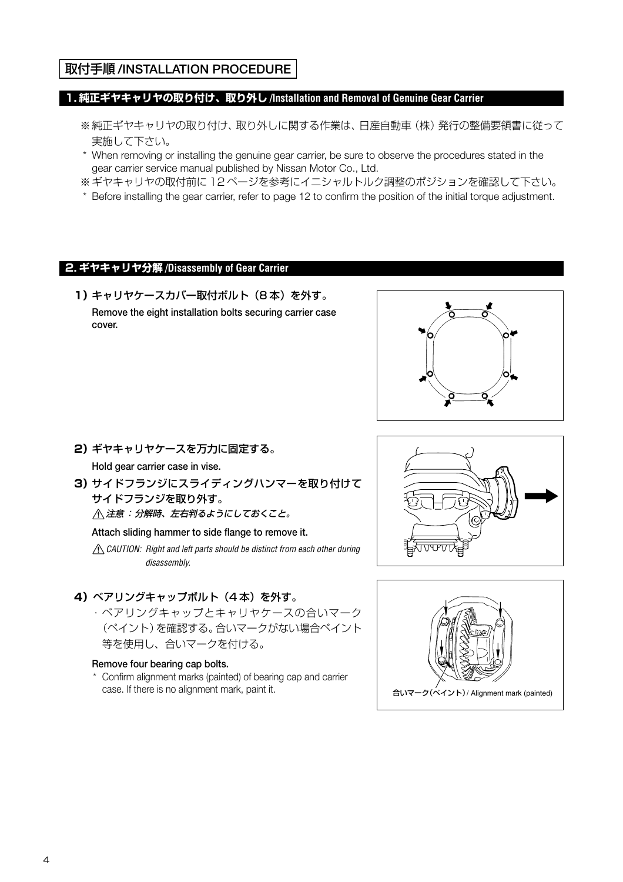# 取付手順 /INSTALLATION PROCEDURE

## 1. 純正ギヤキャリヤの取り付け、取り外し /Installation and Removal of Genuine Gear Carrier

※ 純正ギヤキャリヤの取り付け、取り外しに関する作業は、日産自動車（株）発行の整備要領書に従って実施して下さい。

\* When removing or installing the genuine gear carrier, be sure to observe the procedures stated in the gear carrier service manual published by Nissan Motor Co., Ltd.

※ ギヤキャリヤの取付前に 12 ページを参考にイニシャルトルク調整のポジションを確認して下さい。

\* Before installing the gear carrier, refer to page 12 to confirm the position of the initial torque adjustment.

## 2. ギヤキャリヤ分解 /Disassembly of Gear Carrier

**1) キャリヤケースカバー取付ボルト（8 本）を外す。**

**Remove the eight installation bolts securing carrier case cover.**

**2) ギヤキャリヤケースを万力に固定する。**

**Hold gear carrier case in vise.**

**3) サイドフランジにスライディングハンマーを取り付けてサイドフランジを取り外す。**

⚠ *注意：分解時、左右判るようにしておくこと。*

**Attach sliding hammer to side flange to remove it.**

⚠ *CAUTION: Right and left parts should be distinct from each other during disassembly.*

**4) ベアリングキャップボルト（4 本）を外す。**

・ベアリングキャップとキャリヤケースの合いマーク（ペイント）を確認する。合いマークがない場合ペイント等を使用し、合いマークを付ける。

**Remove four bearing cap bolts.**

\* Confirm alignment marks (painted) of bearing cap and carrier case. If there is no alignment mark, paint it.

合いマーク(ペイント) / Alignment mark (painted)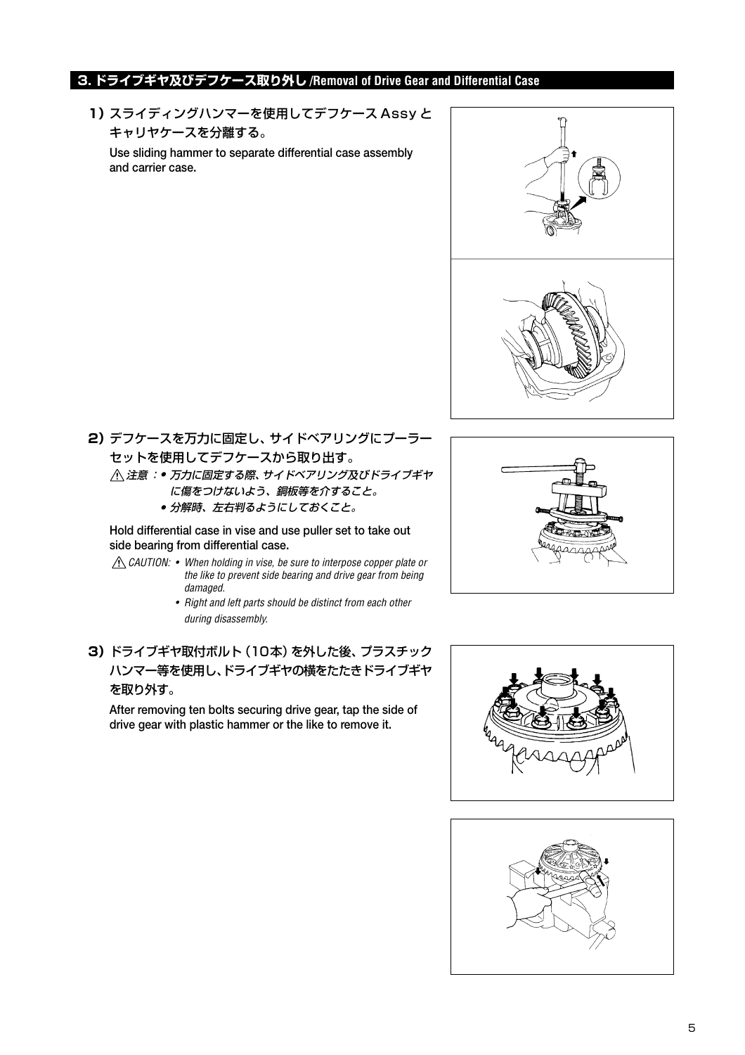## 3. ドライブギヤ及びデフケース取り外し /Removal of Drive Gear and Differential Case

**1)** スライディングハンマーを使用してデフケースAssyとキャリヤケースを分離する。

Use sliding hammer to separate differential case assembly and carrier case.

**2)** デフケースを万力に固定し、サイドベアリングにプーラーセットを使用してデフケースから取り出す。

⚠ *注意 ：• 万力に固定する際、サイドベアリング及びドライブギヤに傷をつけないよう、銅板等を介すること。*
*• 分解時、左右判るようにしておくこと。*

Hold differential case in vise and use puller set to take out side bearing from differential case.

⚠ *CAUTION: • When holding in vise, be sure to interpose copper plate or the like to prevent side bearing and drive gear from being damaged.*
*• Right and left parts should be distinct from each other during disassembly.*

**3)** ドライブギヤ取付ボルト（10本）を外した後、プラスチックハンマー等を使用し、ドライブギヤの横をたたきドライブギヤを取り外す。

After removing ten bolts securing drive gear, tap the side of drive gear with plastic hammer or the like to remove it.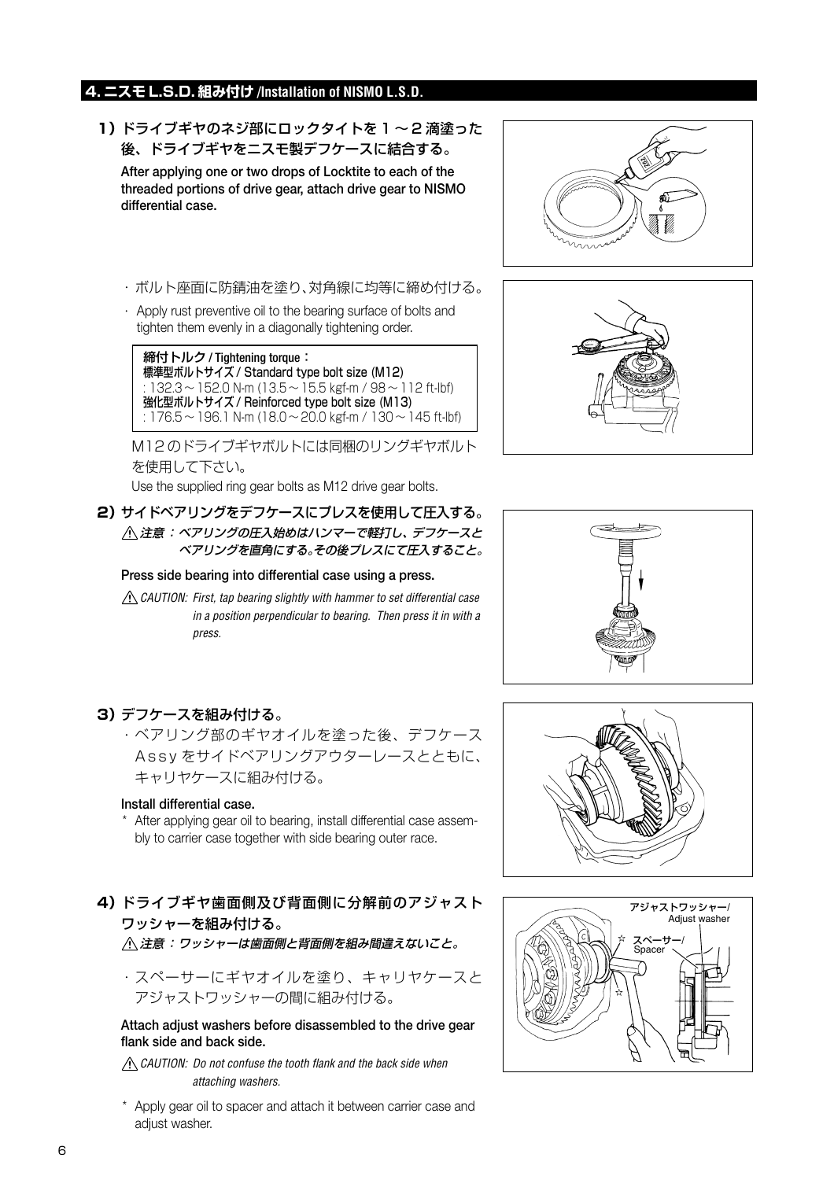## 4. ニスモL.S.D. 組み付け /Installation of NISMO L.S.D.

**1）ドライブギヤのネジ部にロックタイトを１～２滴塗った後、ドライブギヤをニスモ製デフケースに結合する。**

**After applying one or two drops of Locktite to each of the threaded portions of drive gear, attach drive gear to NISMO differential case.**

・ボルト座面に防錆油を塗り、対角線に均等に締め付ける。

・ Apply rust preventive oil to the bearing surface of bolts and tighten them evenly in a diagonally tightening order.

> **締付トルク / Tightening torque：**
> **標準型ボルトサイズ / Standard type bolt size (M12)**
> : 132.3～152.0 N-m (13.5～15.5 kgf-m / 98～112 ft-lbf)
> **強化型ボルトサイズ / Reinforced type bolt size (M13)**
> : 176.5～196.1 N-m (18.0～20.0 kgf-m / 130～145 ft-lbf)

M12のドライブギヤボルトには同梱のリングギヤボルトを使用して下さい。

Use the supplied ring gear bolts as M12 drive gear bolts.

**2）サイドベアリングをデフケースにプレスを使用して圧入する。**

⚠ *注意：ベアリングの圧入始めはハンマーで軽打し、デフケースとベアリングを直角にする。その後プレスにて圧入すること。*

**Press side bearing into differential case using a press.**

⚠ *CAUTION: First, tap bearing slightly with hammer to set differential case in a position perpendicular to bearing. Then press it in with a press.*

**3）デフケースを組み付ける。**

・ベアリング部のギヤオイルを塗った後、デフケースAssyをサイドベアリングアウターレースとともに、キャリヤケースに組み付ける。

**Install differential case.**

* After applying gear oil to bearing, install differential case assembly to carrier case together with side bearing outer race.

**4）ドライブギヤ歯面側及び背面側に分解前のアジャストワッシャーを組み付ける。**

⚠ *注意：ワッシャーは歯面側と背面側を組み間違えないこと。*

・スペーサーにギヤオイルを塗り、キャリヤケースとアジャストワッシャーの間に組み付ける。

**Attach adjust washers before disassembled to the drive gear flank side and back side.**

⚠ *CAUTION: Do not confuse the tooth flank and the back side when attaching washers.*

* Apply gear oil to spacer and attach it between carrier case and adjust washer.

アジャストワッシャー/ Adjust washer

スペーサー/ Spacer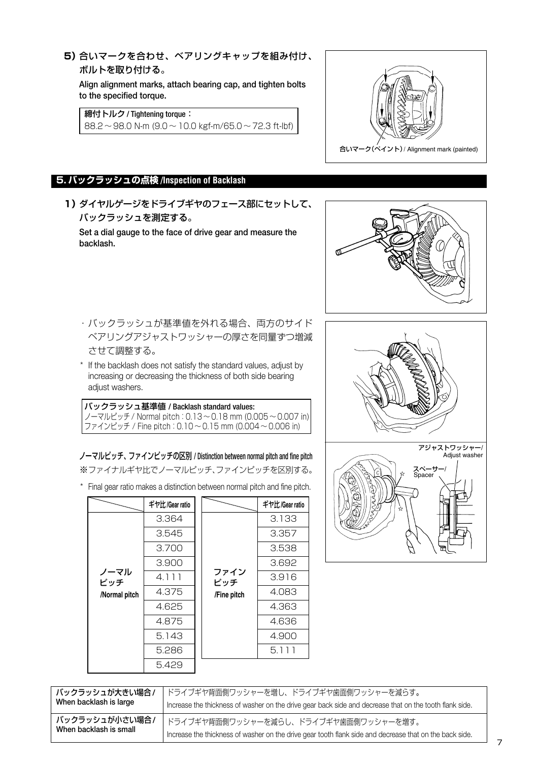**5)** 合いマークを合わせ、ベアリングキャップを組み付け、ボルトを取り付ける。

Align alignment marks, attach bearing cap, and tighten bolts to the specified torque.

| 締付トルク / Tightening torque： |
|---|
| 88.2～98.0 N-m (9.0～10.0 kgf-m/65.0～72.3 ft-lbf) |

合いマーク(ペイント) / Alignment mark (painted)

## 5. バックラッシュの点検 /Inspection of Backlash

**1)** ダイヤルゲージをドライブギヤのフェース部にセットして、バックラッシュを測定する。

Set a dial gauge to the face of drive gear and measure the backlash.

・バックラッシュが基準値を外れる場合、両方のサイドベアリングアジャストワッシャーの厚さを同量ずつ増減させて調整する。

\* If the backlash does not satisfy the standard values, adjust by increasing or decreasing the thickness of both side bearing adjust washers.

| バックラッシュ基準値 / Backlash standard values: |
|---|
| ノーマルピッチ / Normal pitch : 0.13～0.18 mm (0.005～0.007 in) |
| ファインピッチ / Fine pitch : 0.10～0.15 mm (0.004～0.006 in) |

アジャストワッシャー/ Adjust washer

スペーサー/ Spacer

**ノーマルピッチ、ファインピッチの区別 / Distinction between normal pitch and fine pitch**

※ファイナルギヤ比でノーマルピッチ、ファインピッチを区別する。

\* Final gear ratio makes a distinction between normal pitch and fine pitch.

| | ギヤ比/Gear ratio |
|---|---|
| ノーマルピッチ /Normal pitch | 3.364 |
| | 3.545 |
| | 3.700 |
| | 3.900 |
| | 4.111 |
| | 4.375 |
| | 4.625 |
| | 4.875 |
| | 5.143 |
| | 5.286 |
| | 5.429 |

| | ギヤ比/Gear ratio |
|---|---|
| ファインピッチ /Fine pitch | 3.133 |
| | 3.357 |
| | 3.538 |
| | 3.692 |
| | 3.916 |
| | 4.083 |
| | 4.363 |
| | 4.636 |
| | 4.900 |
| | 5.111 |

| | |
|---|---|
| バックラッシュが大きい場合 / When backlash is large | ドライブギヤ背面側ワッシャーを増し、ドライブギヤ歯面側ワッシャーを減らす。 Increase the thickness of washer on the drive gear back side and decrease that on the tooth flank side. |
| バックラッシュが小さい場合 / When backlash is small | ドライブギヤ背面側ワッシャーを減らし、ドライブギヤ歯面側ワッシャーを増す。 Increase the thickness of washer on the drive gear tooth flank side and decrease that on the back side. |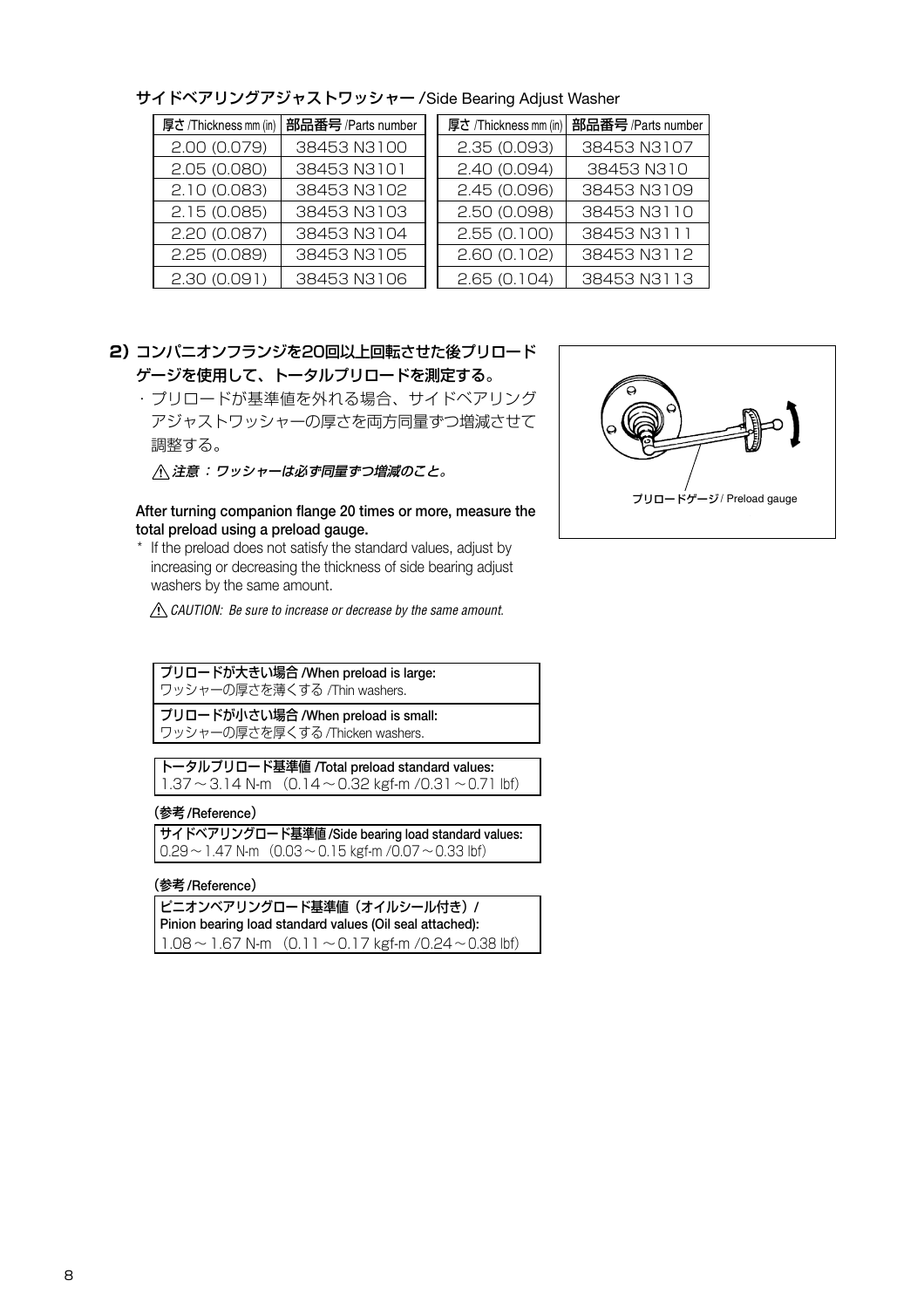### サイドベアリングアジャストワッシャー /Side Bearing Adjust Washer

| 厚さ /Thickness mm (in) | 部品番号 /Parts number |
|---|---|
| 2.00 (0.079) | 38453 N3100 |
| 2.05 (0.080) | 38453 N3101 |
| 2.10 (0.083) | 38453 N3102 |
| 2.15 (0.085) | 38453 N3103 |
| 2.20 (0.087) | 38453 N3104 |
| 2.25 (0.089) | 38453 N3105 |
| 2.30 (0.091) | 38453 N3106 |

| 厚さ /Thickness mm (in) | 部品番号 /Parts number |
|---|---|
| 2.35 (0.093) | 38453 N3107 |
| 2.40 (0.094) | 38453 N310 |
| 2.45 (0.096) | 38453 N3109 |
| 2.50 (0.098) | 38453 N3110 |
| 2.55 (0.100) | 38453 N3111 |
| 2.60 (0.102) | 38453 N3112 |
| 2.65 (0.104) | 38453 N3113 |

**2) コンパニオンフランジを20回以上回転させた後プリロードゲージを使用して、トータルプリロードを測定する。**

・プリロードが基準値を外れる場合、サイドベアリングアジャストワッシャーの厚さを両方同量ずつ増減させて調整する。

⚠ *注意 ： ワッシャーは必ず同量ずつ増減のこと。*

**After turning companion flange 20 times or more, measure the total preload using a preload gauge.**

* If the preload does not satisfy the standard values, adjust by increasing or decreasing the thickness of side bearing adjust washers by the same amount.

⚠ *CAUTION: Be sure to increase or decrease by the same amount.*

プリロードゲージ / Preload gauge

| **プリロードが大きい場合 /When preload is large:** |
|---|
| ワッシャーの厚さを薄くする /Thin washers. |
| **プリロードが小さい場合 /When preload is small:** |
| ワッシャーの厚さを厚くする /Thicken washers. |

| **トータルプリロード基準値 /Total preload standard values:** |
|---|
| 1.37～3.14 N-m (0.14～0.32 kgf-m /0.31～0.71 lbf) |

（参考 /Reference）

| **サイドベアリングロード基準値 /Side bearing load standard values:** |
|---|
| 0.29～1.47 N-m (0.03～0.15 kgf-m /0.07～0.33 lbf) |

（参考 /Reference）

| **ピニオンベアリングロード基準値（オイルシール付き）/ Pinion bearing load standard values (Oil seal attached):** |
|---|
| 1.08～1.67 N-m (0.11～0.17 kgf-m /0.24～0.38 lbf) |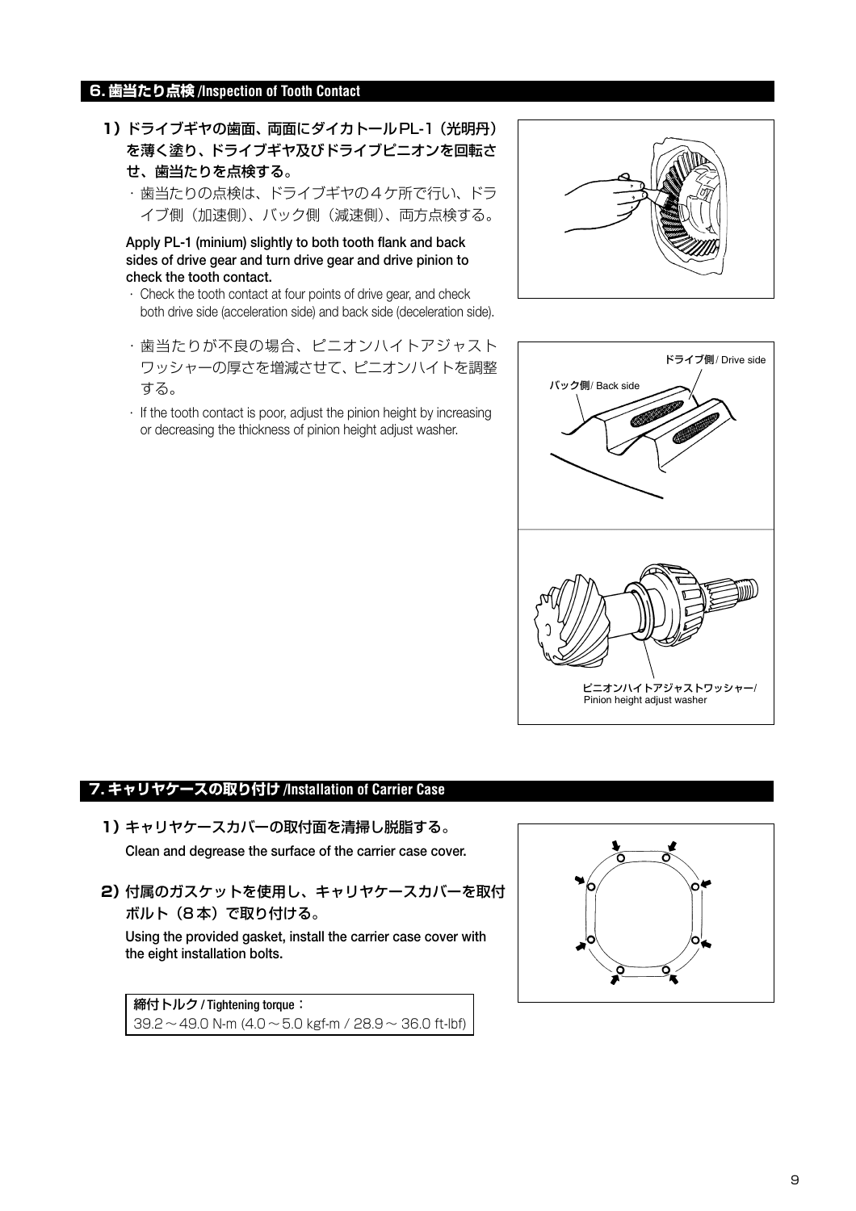## 6. 歯当たり点検 /Inspection of Tooth Contact

**1) ドライブギヤの歯面、両面にダイカトールPL-1（光明丹）を薄く塗り、ドライブギヤ及びドライブピニオンを回転させ、歯当たりを点検する。**

・歯当たりの点検は、ドライブギヤの４ケ所で行い、ドライブ側（加速側）、バック側（減速側）、両方点検する。

**Apply PL-1 (minium) slightly to both tooth flank and back sides of drive gear and turn drive gear and drive pinion to check the tooth contact.**

・Check the tooth contact at four points of drive gear, and check both drive side (acceleration side) and back side (deceleration side).

・歯当たりが不良の場合、ピニオンハイトアジャストワッシャーの厚さを増減させて、ピニオンハイトを調整する。

・If the tooth contact is poor, adjust the pinion height by increasing or decreasing the thickness of pinion height adjust washer.

ドライブ側/ Drive side

バック側/ Back side

ピニオンハイトアジャストワッシャー/ Pinion height adjust washer

## 7. キャリヤケースの取り付け /Installation of Carrier Case

**1) キャリヤケースカバーの取付面を清掃し脱脂する。**

**Clean and degrease the surface of the carrier case cover.**

**2) 付属のガスケットを使用し、キャリヤケースカバーを取付ボルト（8本）で取り付ける。**

**Using the provided gasket, install the carrier case cover with the eight installation bolts.**

| **締付トルク / Tightening torque：** |
|---|
| 39.2～49.0 N-m (4.0～5.0 kgf-m / 28.9～36.0 ft-lbf) |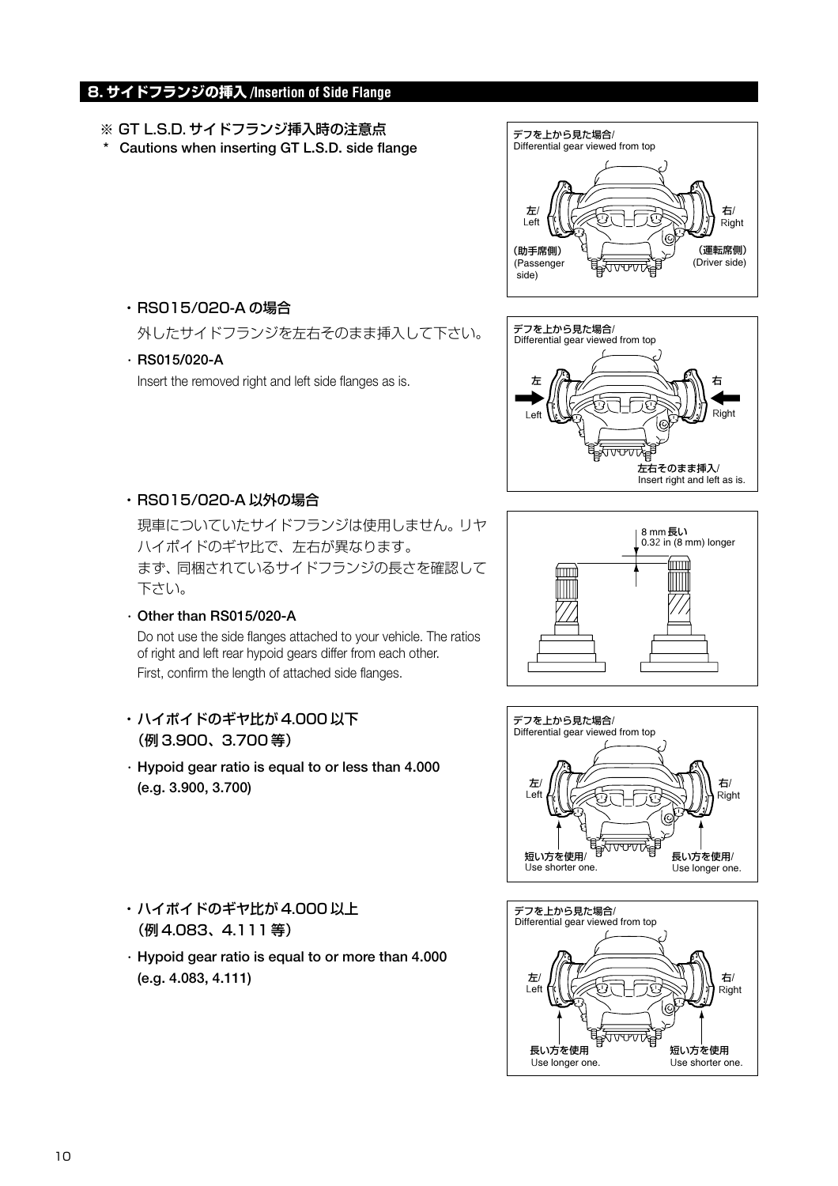## 8. サイドフランジの挿入 /Insertion of Side Flange

※ GT L.S.D. サイドフランジ挿入時の注意点

\* Cautions when inserting GT L.S.D. side flange

デフを上から見た場合/
Differential gear viewed from top

左/
Left

右/
Right

（助手席側）
(Passenger side)

（運転席側）
(Driver side)

・RS015/020-A の場合

外したサイドフランジを左右そのまま挿入して下さい。

・**RS015/020-A**

Insert the removed right and left side flanges as is.

デフを上から見た場合/
Differential gear viewed from top

左
Left

右
Right

左右そのまま挿入/
Insert right and left as is.

・RS015/020-A 以外の場合

現車についていたサイドフランジは使用しません。リヤハイポイドのギヤ比で、左右が異なります。
まず、同梱されているサイドフランジの長さを確認して下さい。

・**Other than RS015/020-A**

Do not use the side flanges attached to your vehicle. The ratios of right and left rear hypoid gears differ from each other.
First, confirm the length of attached side flanges.

8 mm 長い
0.32 in (8 mm) longer

・**ハイポイドのギヤ比が 4.000 以下（例 3.900、3.700 等）**

・**Hypoid gear ratio is equal to or less than 4.000 (e.g. 3.900, 3.700)**

デフを上から見た場合/
Differential gear viewed from top

左/
Left

右/
Right

短い方を使用/
Use shorter one.

長い方を使用/
Use longer one.

・**ハイポイドのギヤ比が 4.000 以上（例 4.083、4.111 等）**

・**Hypoid gear ratio is equal to or more than 4.000 (e.g. 4.083, 4.111)**

デフを上から見た場合/
Differential gear viewed from top

左/
Left

右/
Right

長い方を使用
Use longer one.

短い方を使用
Use shorter one.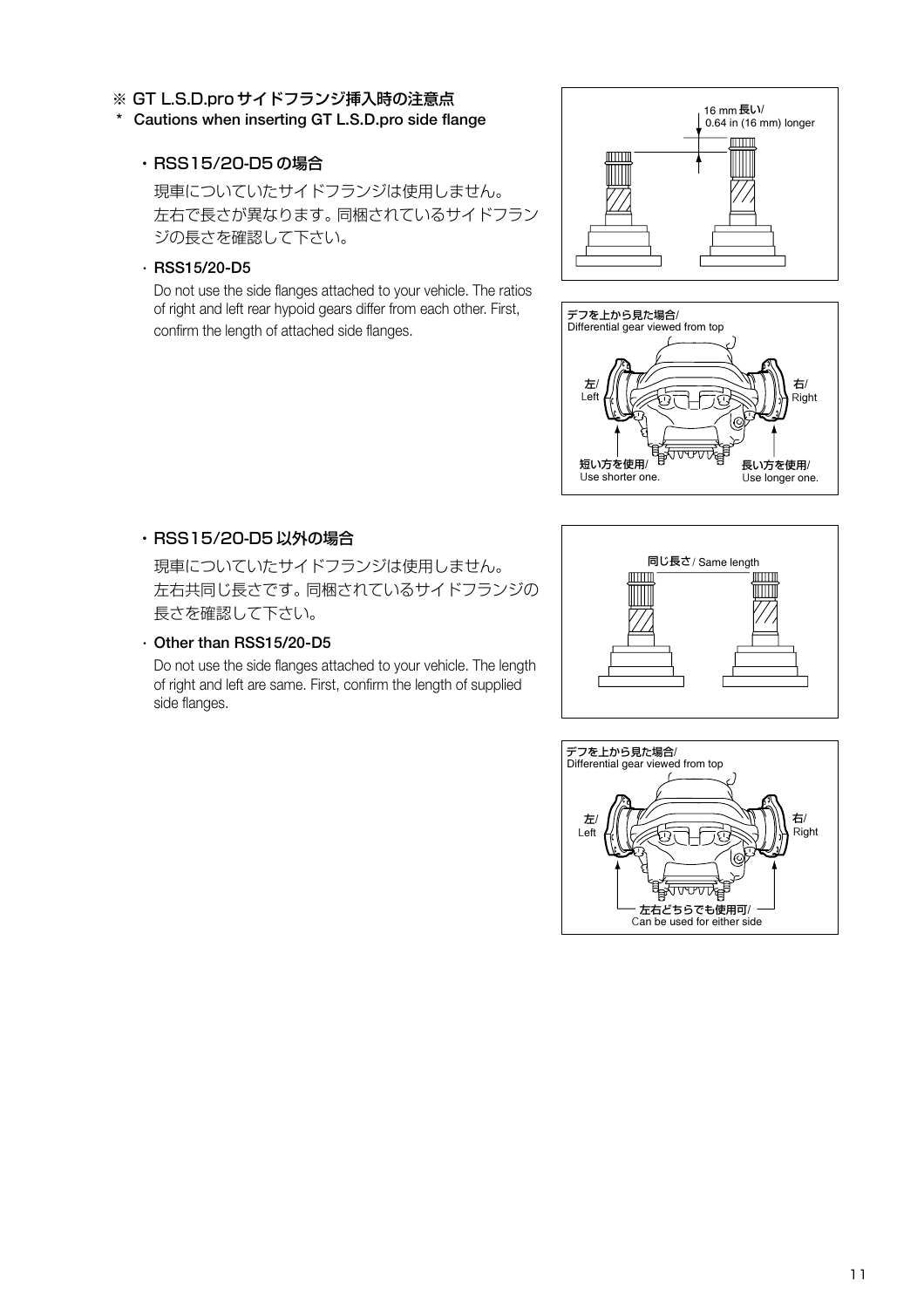※ GT L.S.D.pro サイドフランジ挿入時の注意点
* Cautions when inserting GT L.S.D.pro side flange

・RSS15/20-D5 の場合

現車についていたサイドフランジは使用しません。
左右で長さが異なります。同梱されているサイドフランジの長さを確認して下さい。

・RSS15/20-D5

Do not use the side flanges attached to your vehicle. The ratios of right and left rear hypoid gears differ from each other. First, confirm the length of attached side flanges.

16 mm 長い/
0.64 in (16 mm) longer

デフを上から見た場合/
Differential gear viewed from top

左/
Left

右/
Right

短い方を使用/
Use shorter one.

長い方を使用/
Use longer one.

・RSS15/20-D5 以外の場合

現車についていたサイドフランジは使用しません。
左右共同じ長さです。同梱されているサイドフランジの長さを確認して下さい。

・Other than RSS15/20-D5

Do not use the side flanges attached to your vehicle. The length of right and left are same. First, confirm the length of supplied side flanges.

同じ長さ / Same length

デフを上から見た場合/
Differential gear viewed from top

左/
Left

右/
Right

左右どちらでも使用可/
Can be used for either side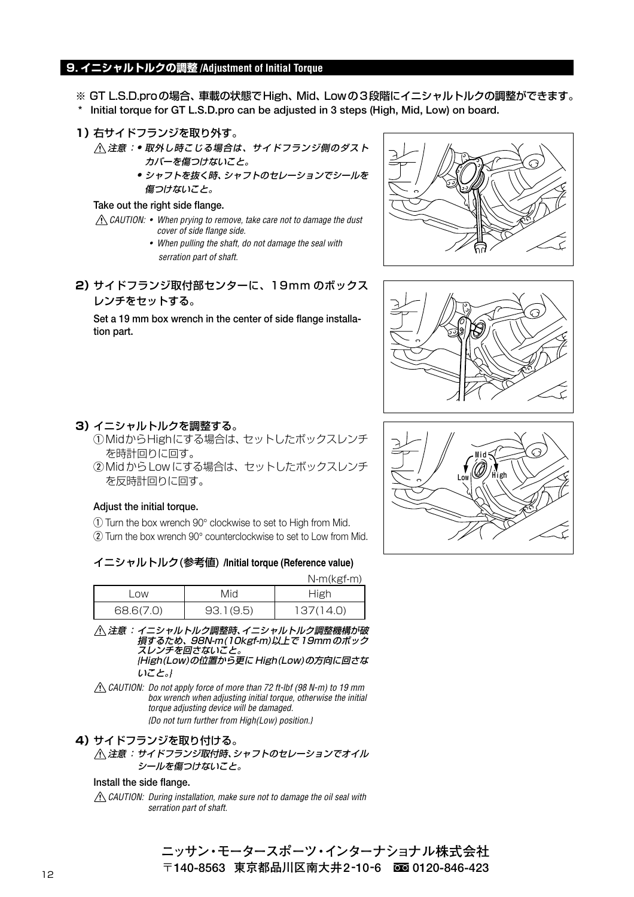## 9. イニシャルトルクの調整 /Adjustment of Initial Torque

※ GT L.S.D.proの場合、車載の状態でHigh、Mid、Lowの3段階にイニシャルトルクの調整ができます。
\* Initial torque for GT L.S.D.pro can be adjusted in 3 steps (High, Mid, Low) on board.

**1)** 右サイドフランジを取り外す。

⚠ *注意：• 取外し時こじる場合は、サイドフランジ側のダストカバーを傷つけないこと。*
*• シャフトを抜く時、シャフトのセレーションでシールを傷つけないこと。*

Take out the right side flange.

⚠ *CAUTION: • When prying to remove, take care not to damage the dust cover of side flange side.*
*• When pulling the shaft, do not damage the seal with serration part of shaft.*

**2)** サイドフランジ取付部センターに、19mm のボックスレンチをセットする。

Set a 19 mm box wrench in the center of side flange installation part.

**3)** イニシャルトルクを調整する。

① MidからHighにする場合は、セットしたボックスレンチを時計回りに回す。
② Mid からLow にする場合は、セットしたボックスレンチを反時計回りに回す。

Adjust the initial torque.

① Turn the box wrench 90° clockwise to set to High from Mid.
② Turn the box wrench 90° counterclockwise to set to Low from Mid.

Mid
Low
High

**イニシャルトルク(参考値) /Initial torque (Reference value)**

N-m(kgf-m)

| Low | Mid | High |
| --- | --- | --- |
| 68.6(7.0) | 93.1(9.5) | 137(14.0) |

⚠ *注意：イニシャルトルク調整時、イニシャルトルク調整機構が破損するため、98N-m(10kgf-m)以上で 19mmのボックスレンチを回さないこと。*
*{High(Low)の位置から更に High(Low)の方向に回さないこと。}*

⚠ *CAUTION: Do not apply force of more than 72 ft-lbf (98 N-m) to 19 mm box wrench when adjusting initial torque, otherwise the initial torque adjusting device will be damaged.*
*{Do not turn further from High(Low) position.}*

**4)** サイドフランジを取り付ける。

⚠ *注意：サイドフランジ取付時、シャフトのセレーションでオイルシールを傷つけないこと。*

Install the side flange.

⚠ *CAUTION: During installation, make sure not to damage the oil seal with serration part of shaft.*

ニッサン・モータースポーツ・インターナショナル株式会社
〒140-8563 東京都品川区南大井2-10-6 ☎ 0120-846-423